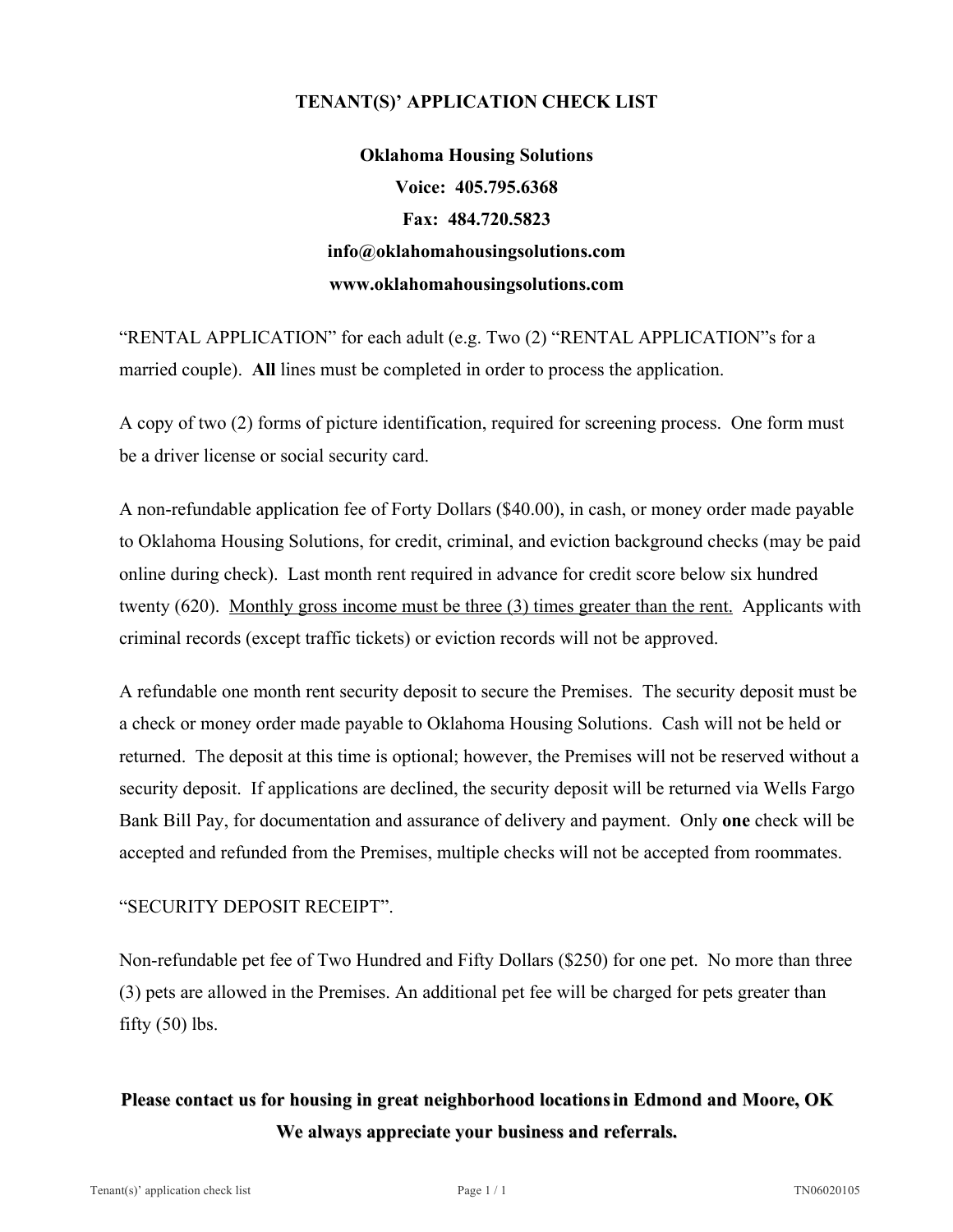# TENANT(S)' APPLICATION CHECK LIST

**Oklahoma Housing Solutions**
**Voice: 405.795.6368**
**Fax: 484.720.5823**
**info@oklahomahousingsolutions.com**
**www.oklahomahousingsolutions.com**

"RENTAL APPLICATION" for each adult (e.g. Two (2) "RENTAL APPLICATION"s for a married couple). **All** lines must be completed in order to process the application.

A copy of two (2) forms of picture identification, required for screening process. One form must be a driver license or social security card.

A non-refundable application fee of Forty Dollars ($40.00), in cash, or money order made payable to Oklahoma Housing Solutions, for credit, criminal, and eviction background checks (may be paid online during check). Last month rent required in advance for credit score below six hundred twenty (620). <u>Monthly gross income must be three (3) times greater than the rent.</u> Applicants with criminal records (except traffic tickets) or eviction records will not be approved.

A refundable one month rent security deposit to secure the Premises. The security deposit must be a check or money order made payable to Oklahoma Housing Solutions. Cash will not be held or returned. The deposit at this time is optional; however, the Premises will not be reserved without a security deposit. If applications are declined, the security deposit will be returned via Wells Fargo Bank Bill Pay, for documentation and assurance of delivery and payment. Only **one** check will be accepted and refunded from the Premises, multiple checks will not be accepted from roommates.

"SECURITY DEPOSIT RECEIPT".

Non-refundable pet fee of Two Hundred and Fifty Dollars ($250) for one pet. No more than three (3) pets are allowed in the Premises. An additional pet fee will be charged for pets greater than fifty (50) lbs.

**Please contact us for housing in great neighborhood locations in Edmond and Moore, OK**
**We always appreciate your business and referrals.**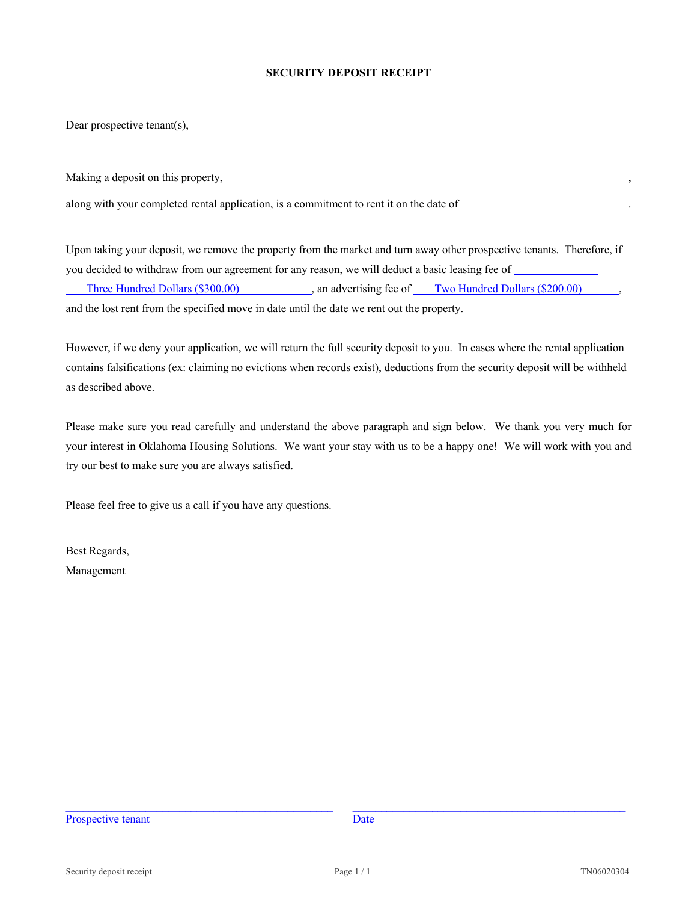# SECURITY DEPOSIT RECEIPT

Dear prospective tenant(s),

Making a deposit on this property, \_\_\_\_\_\_\_\_\_\_\_\_\_\_\_\_\_\_\_\_\_\_\_\_\_\_\_\_\_\_\_\_\_\_\_\_\_\_\_\_\_\_\_\_\_\_\_\_\_\_\_\_,

along with your completed rental application, is a commitment to rent it on the date of \_\_\_\_\_\_\_\_\_\_\_\_\_\_\_\_\_\_\_\_\_\_\_\_.

Upon taking your deposit, we remove the property from the market and turn away other prospective tenants. Therefore, if you decided to withdraw from our agreement for any reason, we will deduct a basic leasing fee of Three Hundred Dollars ($300.00), an advertising fee of Two Hundred Dollars ($200.00), and the lost rent from the specified move in date until the date we rent out the property.

However, if we deny your application, we will return the full security deposit to you. In cases where the rental application contains falsifications (ex: claiming no evictions when records exist), deductions from the security deposit will be withheld as described above.

Please make sure you read carefully and understand the above paragraph and sign below. We thank you very much for your interest in Oklahoma Housing Solutions. We want your stay with us to be a happy one! We will work with you and try our best to make sure you are always satisfied.

Please feel free to give us a call if you have any questions.

Best Regards,
Management

\_\_\_\_\_\_\_\_\_\_\_\_\_\_\_\_\_\_\_\_\_\_\_\_\_\_\_\_\_\_\_\_\_\_\_\_ \_\_\_\_\_\_\_\_\_\_\_\_\_\_\_\_\_\_\_\_\_\_\_\_\_\_\_\_\_\_\_\_\_\_\_\_

Prospective tenant Date

Security deposit receipt TN06020304